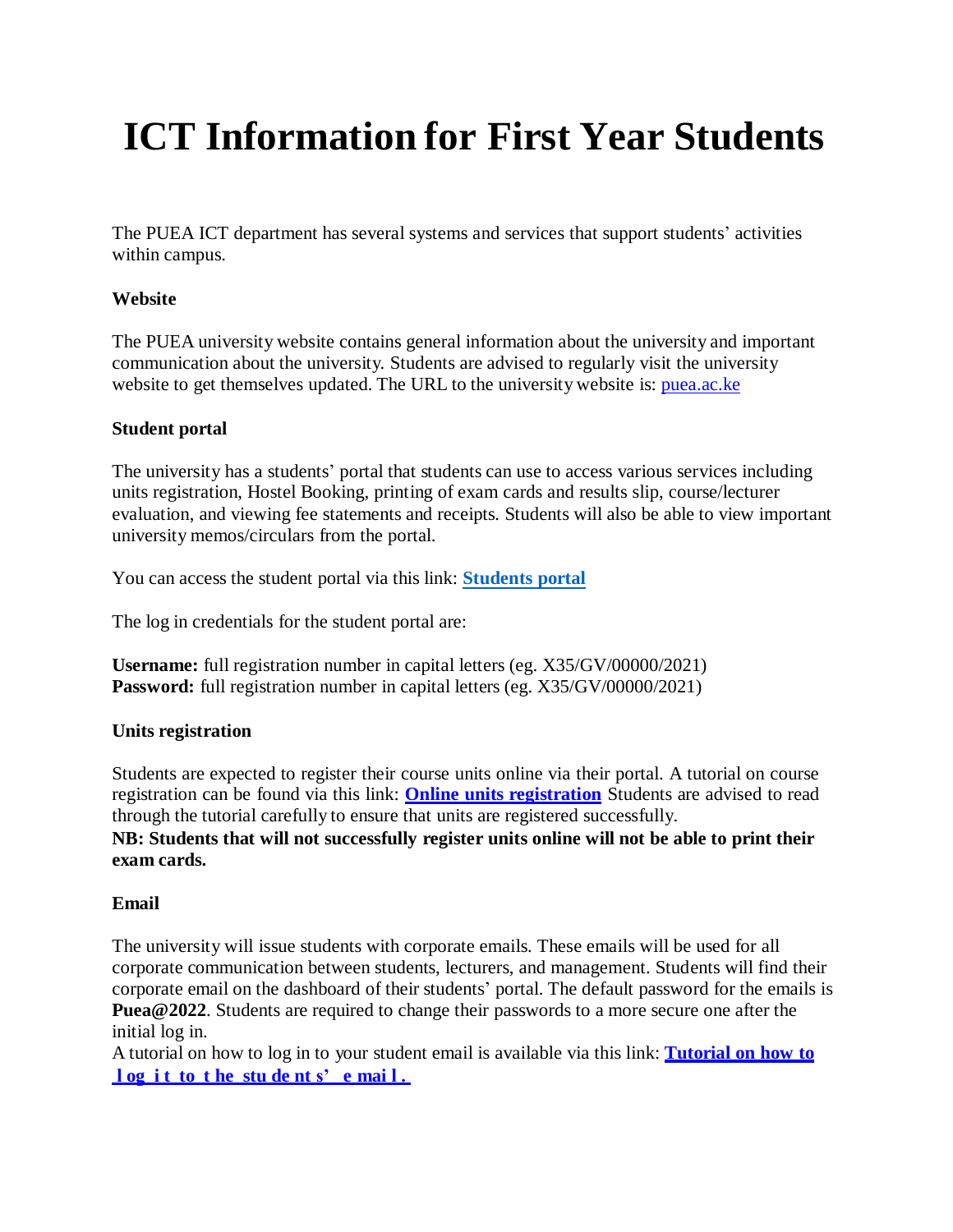# ICT Information for First Year Students

The PUEA ICT department has several systems and services that support students' activities within campus.

**Website**

The PUEA university website contains general information about the university and important communication about the university. Students are advised to regularly visit the university website to get themselves updated. The URL to the university website is: puea.ac.ke

**Student portal**

The university has a students' portal that students can use to access various services including units registration, Hostel Booking, printing of exam cards and results slip, course/lecturer evaluation, and viewing fee statements and receipts. Students will also be able to view important university memos/circulars from the portal.

You can access the student portal via this link: **Students portal**

The log in credentials for the student portal are:

**Username:** full registration number in capital letters (eg. X35/GV/00000/2021)
**Password:** full registration number in capital letters (eg. X35/GV/00000/2021)

**Units registration**

Students are expected to register their course units online via their portal. A tutorial on course registration can be found via this link: **Online units registration** Students are advised to read through the tutorial carefully to ensure that units are registered successfully.
**NB: Students that will not successfully register units online will not be able to print their exam cards.**

**Email**

The university will issue students with corporate emails. These emails will be used for all corporate communication between students, lecturers, and management. Students will find their corporate email on the dashboard of their students' portal. The default password for the emails is **Puea@2022**. Students are required to change their passwords to a more secure one after the initial log in.
A tutorial on how to log in to your student email is available via this link: **Tutorial on how to log it to the students' email.**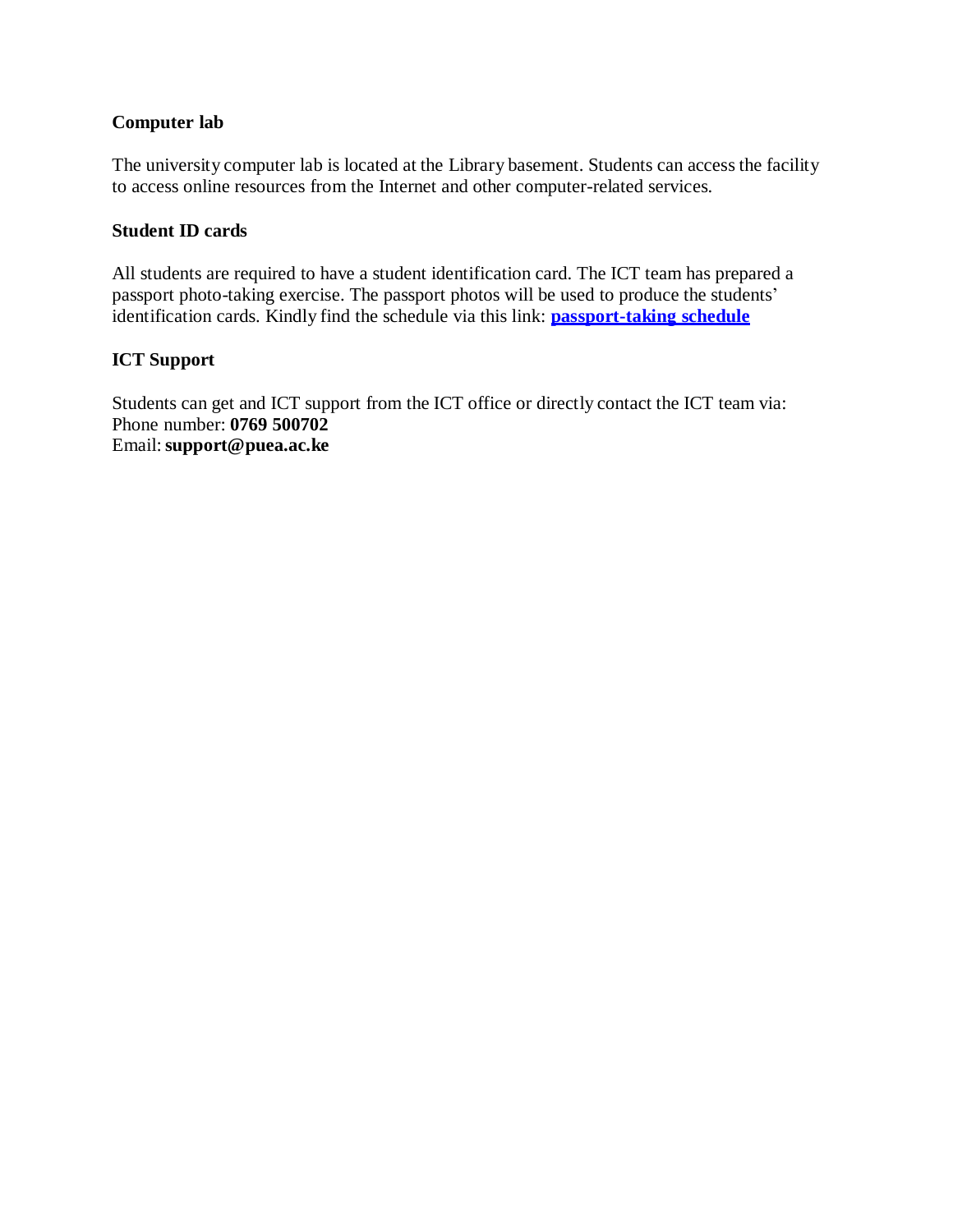**Computer lab**

The university computer lab is located at the Library basement. Students can access the facility to access online resources from the Internet and other computer-related services.

**Student ID cards**

All students are required to have a student identification card. The ICT team has prepared a passport photo-taking exercise. The passport photos will be used to produce the students' identification cards. Kindly find the schedule via this link: **passport-taking schedule**

**ICT Support**

Students can get and ICT support from the ICT office or directly contact the ICT team via:
Phone number: **0769 500702**
Email: **support@puea.ac.ke**